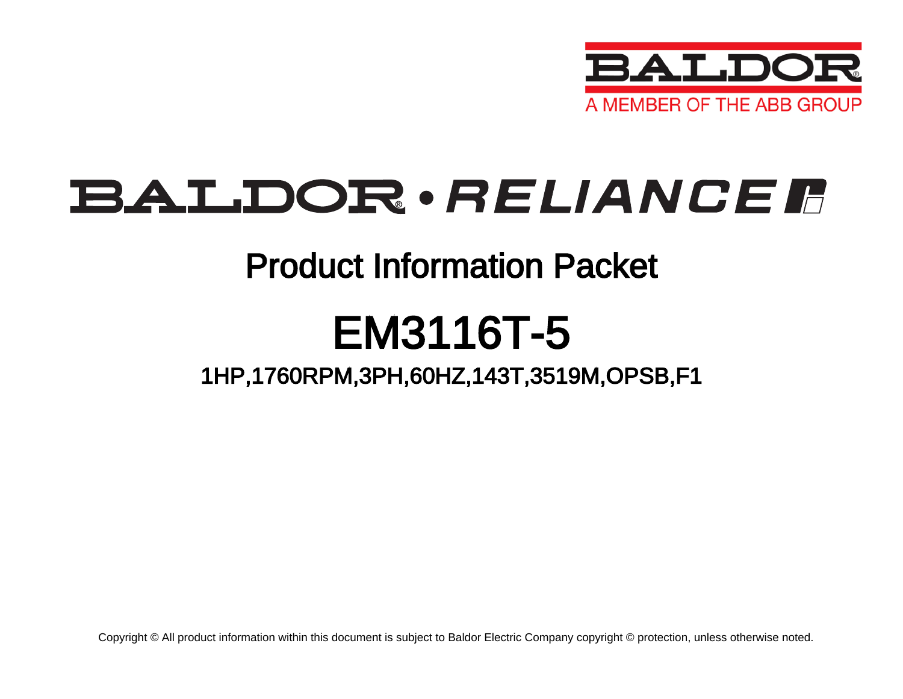BALDOR

A MEMBER OF THE ABB GROUP

BALDOR • RELIANCE

# Product Information Packet

# EM3116T-5

## 1HP,1760RPM,3PH,60HZ,143T,3519M,OPSB,F1

Copyright © All product information within this document is subject to Baldor Electric Company copyright © protection, unless otherwise noted.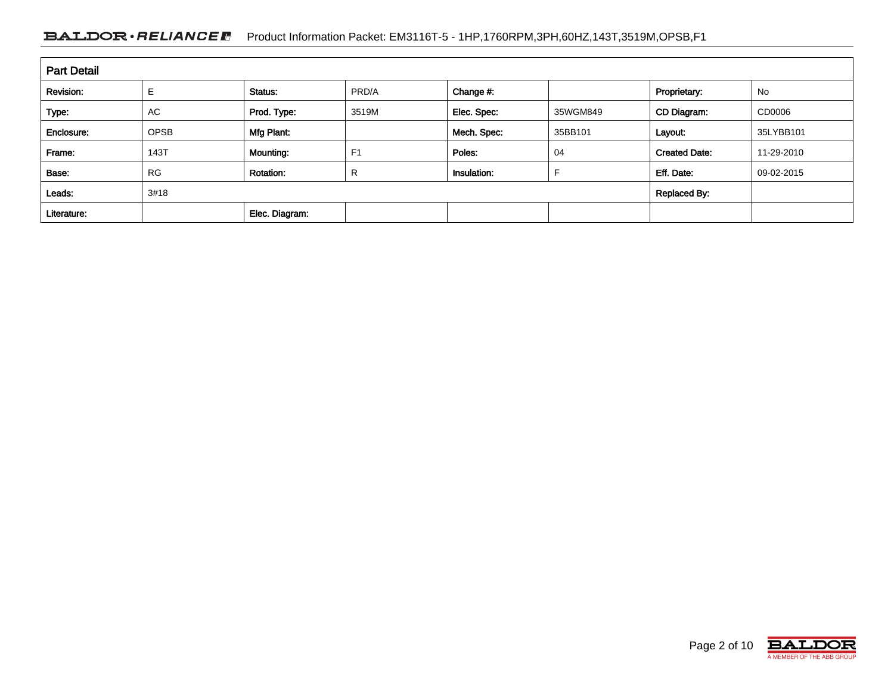| Part Detail | | | | | | | |
|---|---|---|---|---|---|---|---|
| Revision: | E | Status: | PRD/A | Change #: | | Proprietary: | No |
| Type: | AC | Prod. Type: | 3519M | Elec. Spec: | 35WGM849 | CD Diagram: | CD0006 |
| Enclosure: | OPSB | Mfg Plant: | | Mech. Spec: | 35BB101 | Layout: | 35LYBB101 |
| Frame: | 143T | Mounting: | F1 | Poles: | 04 | Created Date: | 11-29-2010 |
| Base: | RG | Rotation: | R | Insulation: | F | Eff. Date: | 09-02-2015 |
| Leads: | 3#18 | | | | | Replaced By: | |
| Literature: | | Elec. Diagram: | | | | | |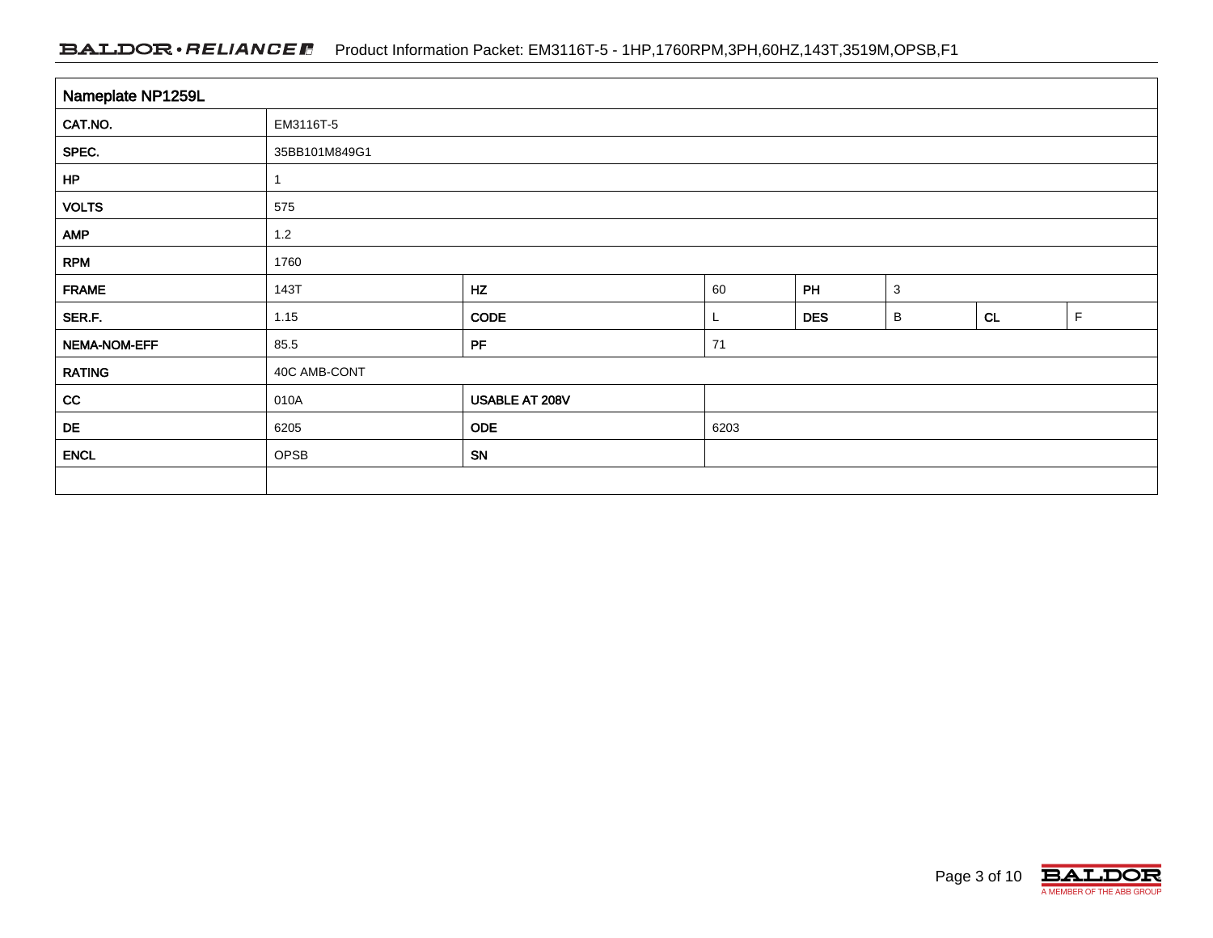Product Information Packet: EM3116T-5 - 1HP,1760RPM,3PH,60HZ,143T,3519M,OPSB,F1

| Nameplate NP1259L | | | | | | | |
|---|---|---|---|---|---|---|---|
| CAT.NO. | EM3116T-5 | | | | | | |
| SPEC. | 35BB101M849G1 | | | | | | |
| HP | 1 | | | | | | |
| VOLTS | 575 | | | | | | |
| AMP | 1.2 | | | | | | |
| RPM | 1760 | | | | | | |
| FRAME | 143T | HZ | 60 | PH | 3 | | |
| SER.F. | 1.15 | CODE | L | DES | B | CL | F |
| NEMA-NOM-EFF | 85.5 | PF | 71 | | | | |
| RATING | 40C AMB-CONT | | | | | | |
| CC | 010A | USABLE AT 208V | | | | | |
| DE | 6205 | ODE | 6203 | | | | |
| ENCL | OPSB | SN | | | | | |
| | | | | | | | |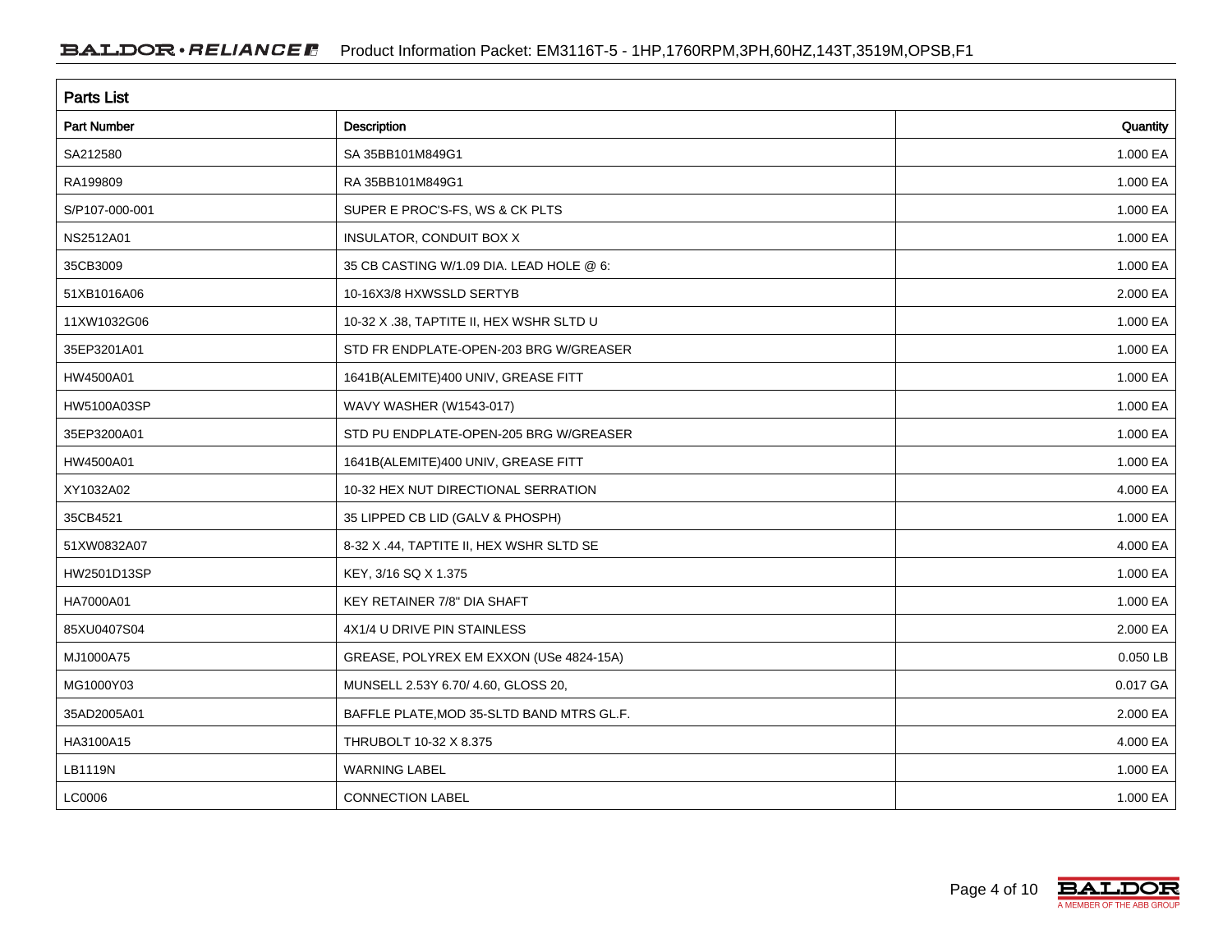## Parts List

| Part Number | Description | Quantity |
| --- | --- | --- |
| SA212580 | SA 35BB101M849G1 | 1.000 EA |
| RA199809 | RA 35BB101M849G1 | 1.000 EA |
| S/P107-000-001 | SUPER E PROC'S-FS, WS & CK PLTS | 1.000 EA |
| NS2512A01 | INSULATOR, CONDUIT BOX X | 1.000 EA |
| 35CB3009 | 35 CB CASTING W/1.09 DIA. LEAD HOLE @ 6: | 1.000 EA |
| 51XB1016A06 | 10-16X3/8 HXWSSLD SERTYB | 2.000 EA |
| 11XW1032G06 | 10-32 X .38, TAPTITE II, HEX WSHR SLTD U | 1.000 EA |
| 35EP3201A01 | STD FR ENDPLATE-OPEN-203 BRG W/GREASER | 1.000 EA |
| HW4500A01 | 1641B(ALEMITE)400 UNIV, GREASE FITT | 1.000 EA |
| HW5100A03SP | WAVY WASHER (W1543-017) | 1.000 EA |
| 35EP3200A01 | STD PU ENDPLATE-OPEN-205 BRG W/GREASER | 1.000 EA |
| HW4500A01 | 1641B(ALEMITE)400 UNIV, GREASE FITT | 1.000 EA |
| XY1032A02 | 10-32 HEX NUT DIRECTIONAL SERRATION | 4.000 EA |
| 35CB4521 | 35 LIPPED CB LID (GALV & PHOSPH) | 1.000 EA |
| 51XW0832A07 | 8-32 X .44, TAPTITE II, HEX WSHR SLTD SE | 4.000 EA |
| HW2501D13SP | KEY, 3/16 SQ X 1.375 | 1.000 EA |
| HA7000A01 | KEY RETAINER 7/8" DIA SHAFT | 1.000 EA |
| 85XU0407S04 | 4X1/4 U DRIVE PIN STAINLESS | 2.000 EA |
| MJ1000A75 | GREASE, POLYREX EM EXXON (USe 4824-15A) | 0.050 LB |
| MG1000Y03 | MUNSELL 2.53Y 6.70/ 4.60, GLOSS 20, | 0.017 GA |
| 35AD2005A01 | BAFFLE PLATE,MOD 35-SLTD BAND MTRS GL.F. | 2.000 EA |
| HA3100A15 | THRUBOLT 10-32 X 8.375 | 4.000 EA |
| LB1119N | WARNING LABEL | 1.000 EA |
| LC0006 | CONNECTION LABEL | 1.000 EA |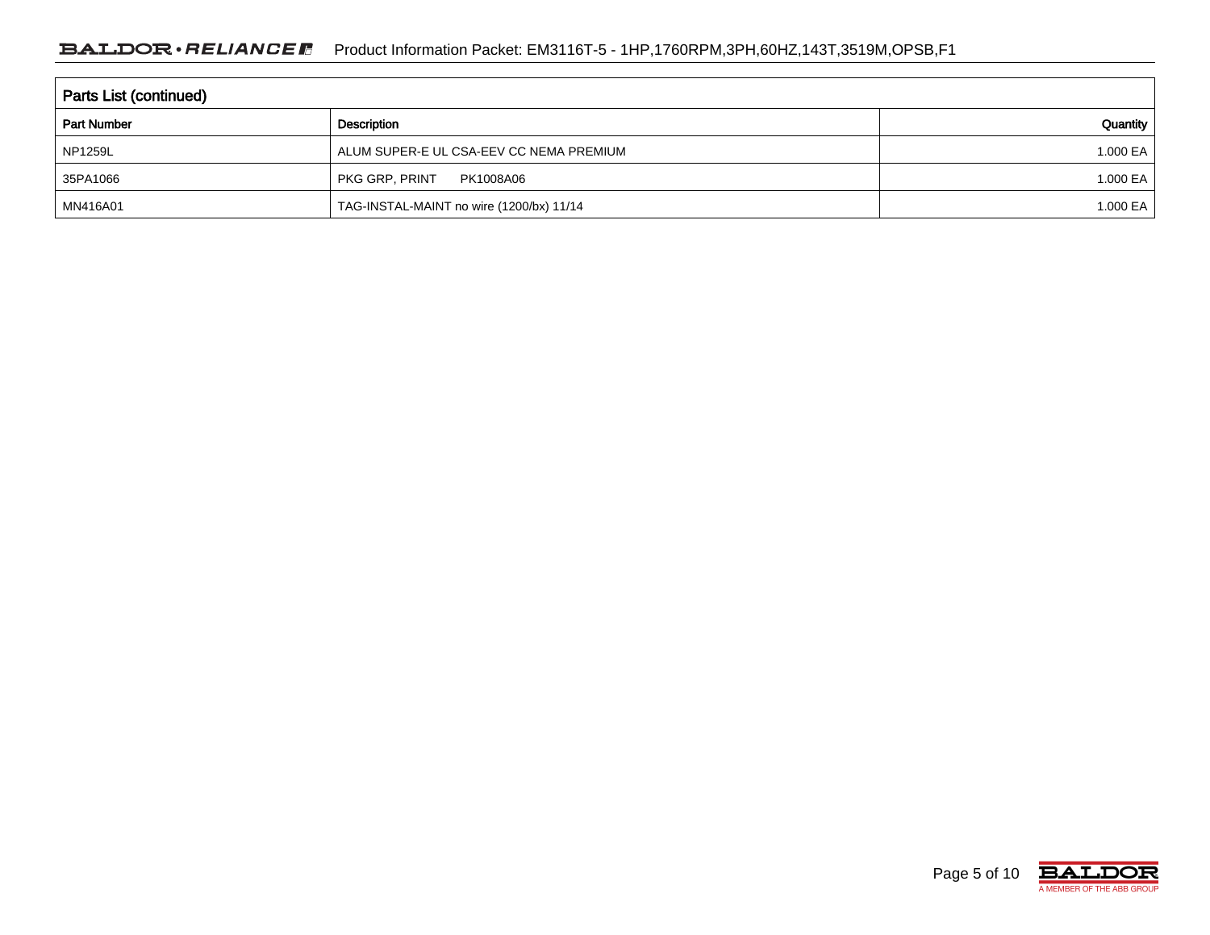## Parts List (continued)

| Part Number | Description | Quantity |
|---|---|---|
| NP1259L | ALUM SUPER-E UL CSA-EEV CC NEMA PREMIUM | 1.000 EA |
| 35PA1066 | PKG GRP, PRINT PK1008A06 | 1.000 EA |
| MN416A01 | TAG-INSTAL-MAINT no wire (1200/bx) 11/14 | 1.000 EA |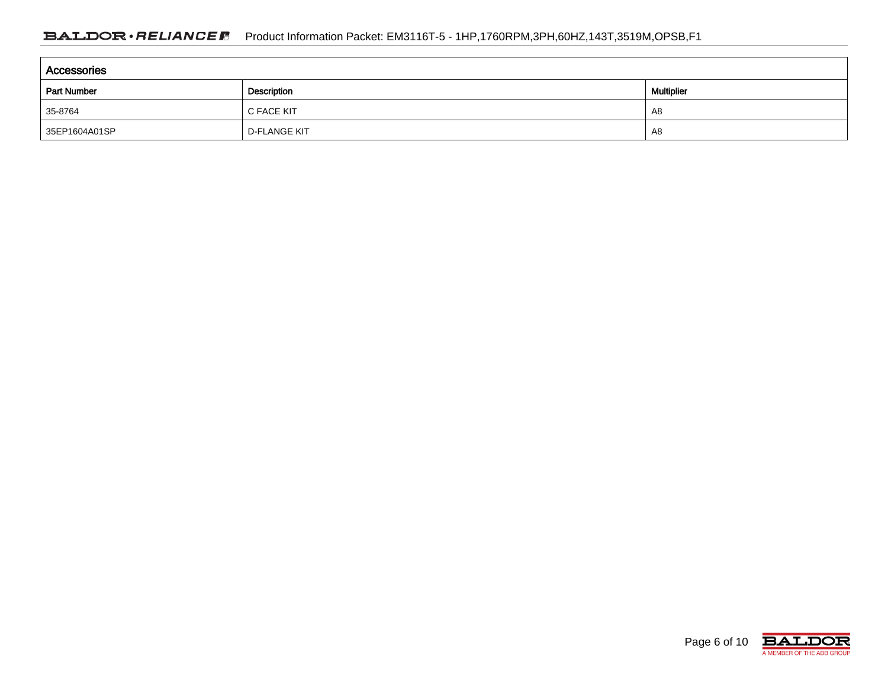| Accessories | | |
|---|---|---|
| Part Number | Description | Multiplier |
| 35-8764 | C FACE KIT | A8 |
| 35EP1604A01SP | D-FLANGE KIT | A8 |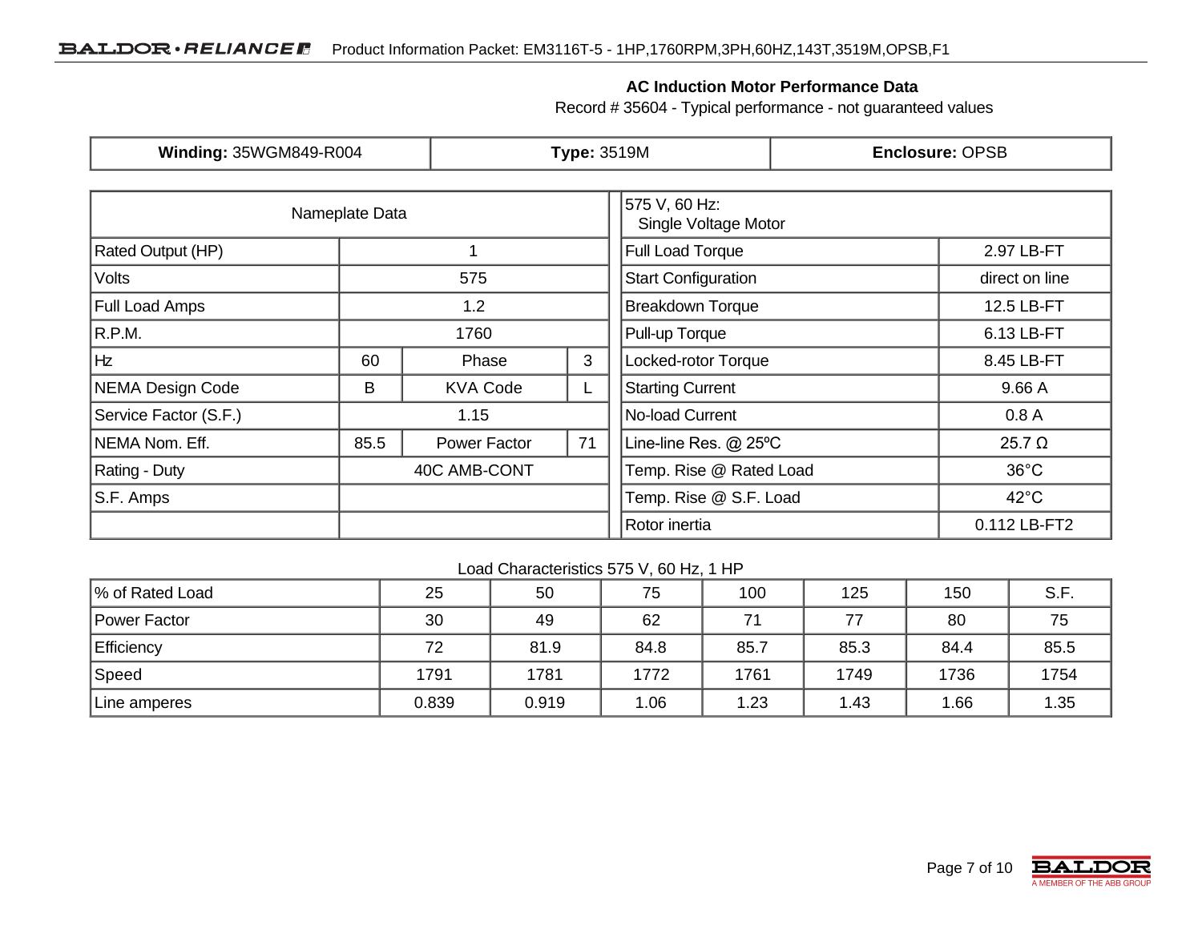## AC Induction Motor Performance Data

Record # 35604 - Typical performance - not guaranteed values

| **Winding:** 35WGM849-R004 | **Type:** 3519M | **Enclosure:** OPSB |
|---|---|---|

| Nameplate Data | | | |
|---|---|---|---|
| Rated Output (HP) | 1 | | |
| Volts | 575 | | |
| Full Load Amps | 1.2 | | |
| R.P.M. | 1760 | | |
| Hz | 60 | Phase | 3 |
| NEMA Design Code | B | KVA Code | L |
| Service Factor (S.F.) | 1.15 | | |
| NEMA Nom. Eff. | 85.5 | Power Factor | 71 |
| Rating - Duty | 40C AMB-CONT | | |
| S.F. Amps | | | |

| 575 V, 60 Hz: Single Voltage Motor | |
|---|---|
| Full Load Torque | 2.97 LB-FT |
| Start Configuration | direct on line |
| Breakdown Torque | 12.5 LB-FT |
| Pull-up Torque | 6.13 LB-FT |
| Locked-rotor Torque | 8.45 LB-FT |
| Starting Current | 9.66 A |
| No-load Current | 0.8 A |
| Line-line Res. @ 25ºC | 25.7 Ω |
| Temp. Rise @ Rated Load | 36°C |
| Temp. Rise @ S.F. Load | 42°C |
| Rotor inertia | 0.112 LB-FT2 |

Load Characteristics 575 V, 60 Hz, 1 HP

| % of Rated Load | 25 | 50 | 75 | 100 | 125 | 150 | S.F. |
|---|---|---|---|---|---|---|---|
| Power Factor | 30 | 49 | 62 | 71 | 77 | 80 | 75 |
| Efficiency | 72 | 81.9 | 84.8 | 85.7 | 85.3 | 84.4 | 85.5 |
| Speed | 1791 | 1781 | 1772 | 1761 | 1749 | 1736 | 1754 |
| Line amperes | 0.839 | 0.919 | 1.06 | 1.23 | 1.43 | 1.66 | 1.35 |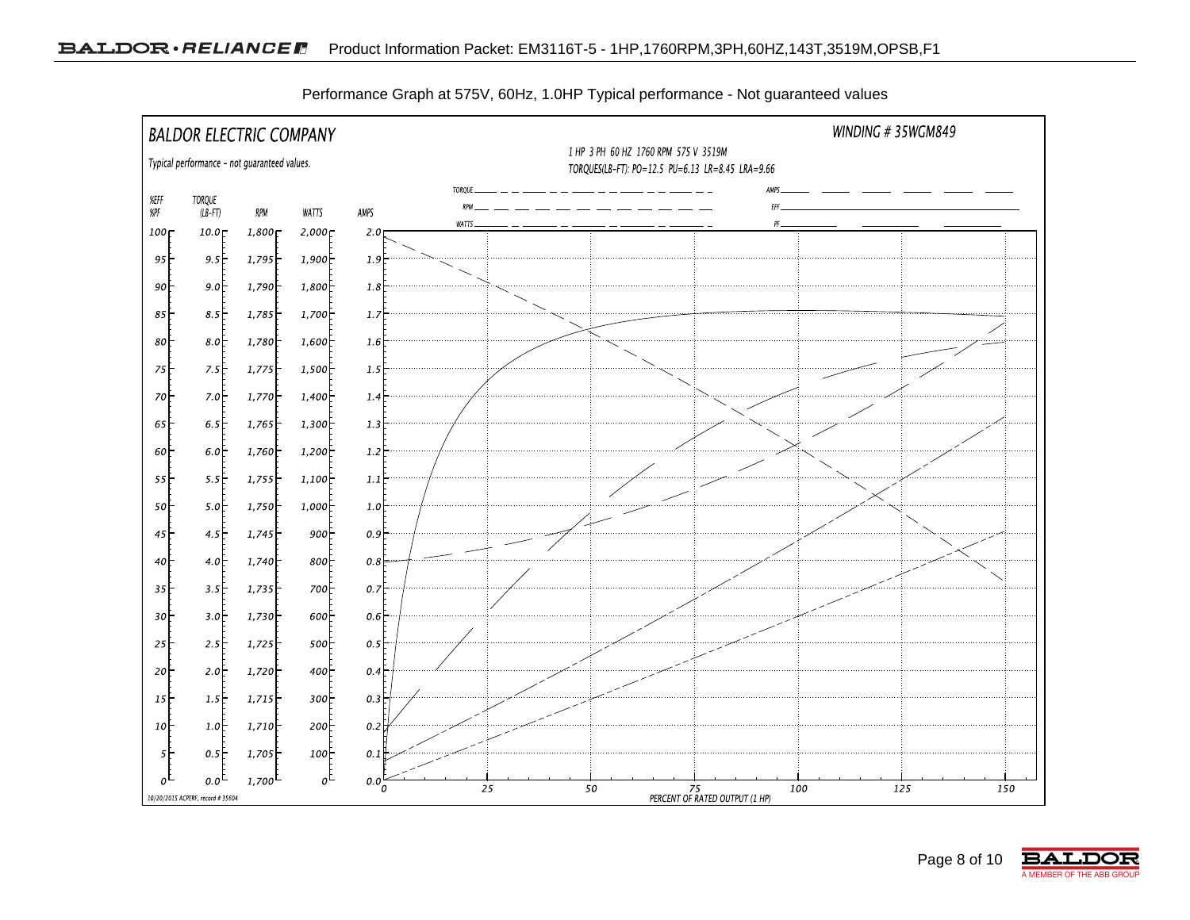Performance Graph at 575V, 60Hz, 1.0HP Typical performance - Not guaranteed values

BALDOR ELECTRIC COMPANY

WINDING # 35WGM849

Typical performance - not guaranteed values.

1 HP 3 PH 60 HZ 1760 RPM 575 V 3519M

TORQUES(LB-FT): PO=12.5 PU=6.13 LR=8.45 LRA=9.66

Legend: TORQUE, RPM, WATTS, AMPS, EFF, PF

| %EFF %PF | TORQUE (LB-FT) | RPM | WATTS | AMPS |
|---|---|---|---|---|
| 100 | 10.0 | 1,800 | 2,000 | 2.0 |
| 95 | 9.5 | 1,795 | 1,900 | 1.9 |
| 90 | 9.0 | 1,790 | 1,800 | 1.8 |
| 85 | 8.5 | 1,785 | 1,700 | 1.7 |
| 80 | 8.0 | 1,780 | 1,600 | 1.6 |
| 75 | 7.5 | 1,775 | 1,500 | 1.5 |
| 70 | 7.0 | 1,770 | 1,400 | 1.4 |
| 65 | 6.5 | 1,765 | 1,300 | 1.3 |
| 60 | 6.0 | 1,760 | 1,200 | 1.2 |
| 55 | 5.5 | 1,755 | 1,100 | 1.1 |
| 50 | 5.0 | 1,750 | 1,000 | 1.0 |
| 45 | 4.5 | 1,745 | 900 | 0.9 |
| 40 | 4.0 | 1,740 | 800 | 0.8 |
| 35 | 3.5 | 1,735 | 700 | 0.7 |
| 30 | 3.0 | 1,730 | 600 | 0.6 |
| 25 | 2.5 | 1,725 | 500 | 0.5 |
| 20 | 2.0 | 1,720 | 400 | 0.4 |
| 15 | 1.5 | 1,715 | 300 | 0.3 |
| 10 | 1.0 | 1,710 | 200 | 0.2 |
| 5 | 0.5 | 1,705 | 100 | 0.1 |
| 0 | 0.0 | 1,700 | 0 | 0.0 |

PERCENT OF RATED OUTPUT (1 HP): 0, 25, 50, 75, 100, 125, 150

10/20/2015 ACPERF, record # 35604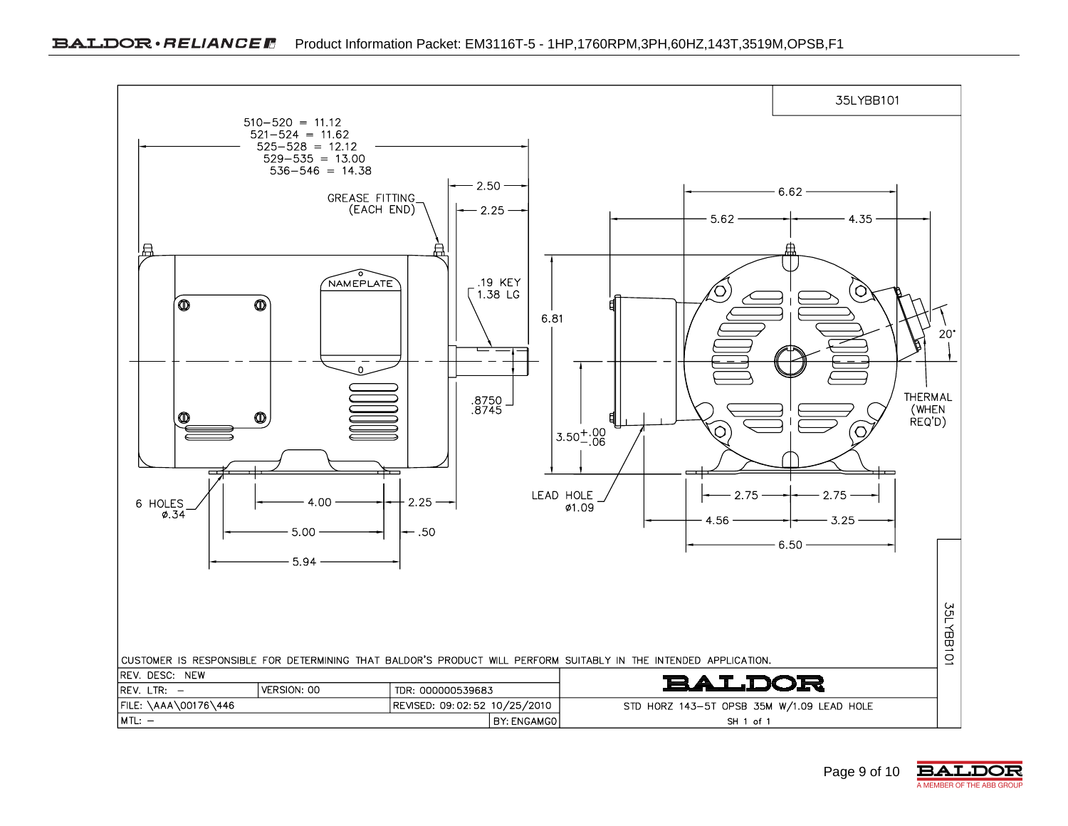35LYBB101

510–520 = 11.12
521–524 = 11.62
525–528 = 12.12
529–535 = 13.00
536–546 = 14.38

GREASE FITTING (EACH END)

2.50

2.25

NAMEPLATE

.19 KEY 1.38 LG

.8750
.8745

6 HOLES ø.34

4.00

2.25

5.00

.50

5.94

6.62

5.62

4.35

6.81

$3.50^{+.00}_{-.06}$

20°

THERMAL (WHEN REQ'D)

LEAD HOLE ø1.09

2.75

2.75

4.56

3.25

6.50

CUSTOMER IS RESPONSIBLE FOR DETERMINING THAT BALDOR'S PRODUCT WILL PERFORM SUITABLY IN THE INTENDED APPLICATION.

| REV. DESC: NEW | | | BALDOR |
|---|---|---|---|
| REV. LTR: – | VERSION: 00 | TDR: 000000539683 | |
| FILE: \AAA\00176\446 | | REVISED: 09:02:52 10/25/2010 | STD HORZ 143-5T OPSB 35M W/1.09 LEAD HOLE |
| MTL: – | | BY: ENGAMGO | SH 1 of 1 |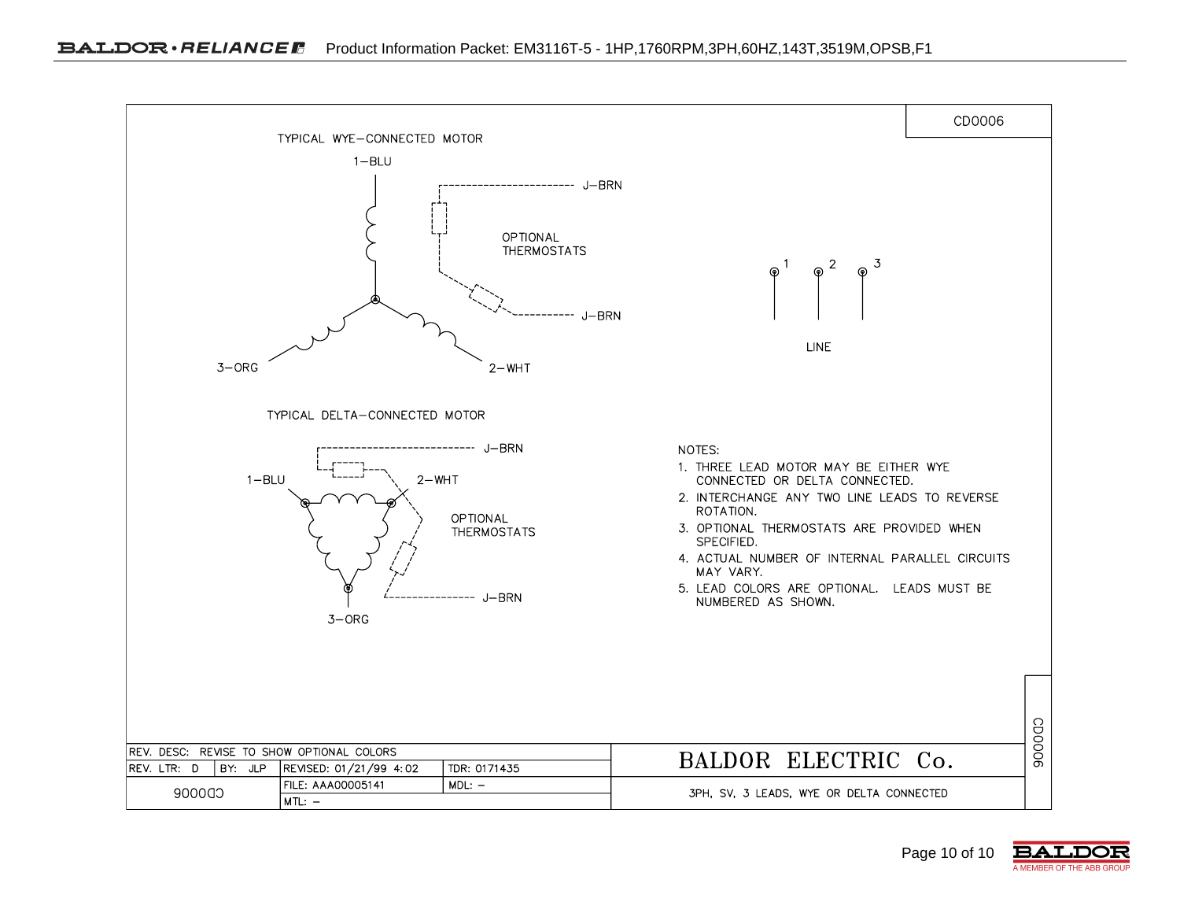CD0006

TYPICAL WYE–CONNECTED MOTOR

1–BLU

J–BRN

OPTIONAL THERMOSTATS

J–BRN

3–ORG

2–WHT

1 2 3

LINE

TYPICAL DELTA–CONNECTED MOTOR

J–BRN

1–BLU

2–WHT

OPTIONAL THERMOSTATS

J–BRN

3–ORG

NOTES:

1. THREE LEAD MOTOR MAY BE EITHER WYE CONNECTED OR DELTA CONNECTED.
2. INTERCHANGE ANY TWO LINE LEADS TO REVERSE ROTATION.
3. OPTIONAL THERMOSTATS ARE PROVIDED WHEN SPECIFIED.
4. ACTUAL NUMBER OF INTERNAL PARALLEL CIRCUITS MAY VARY.
5. LEAD COLORS ARE OPTIONAL. LEADS MUST BE NUMBERED AS SHOWN.

| | | | | |
|---|---|---|---|---|
| REV. DESC: REVISE TO SHOW OPTIONAL COLORS | | | | BALDOR ELECTRIC Co. |
| REV. LTR: D | BY: JLP | REVISED: 01/21/99 4:02 | TDR: 0171435 | |
| CD0006 | | FILE: AAA00005141 | MDL: – | 3PH, SV, 3 LEADS, WYE OR DELTA CONNECTED |
| | | MTL: – | | |

CD0006